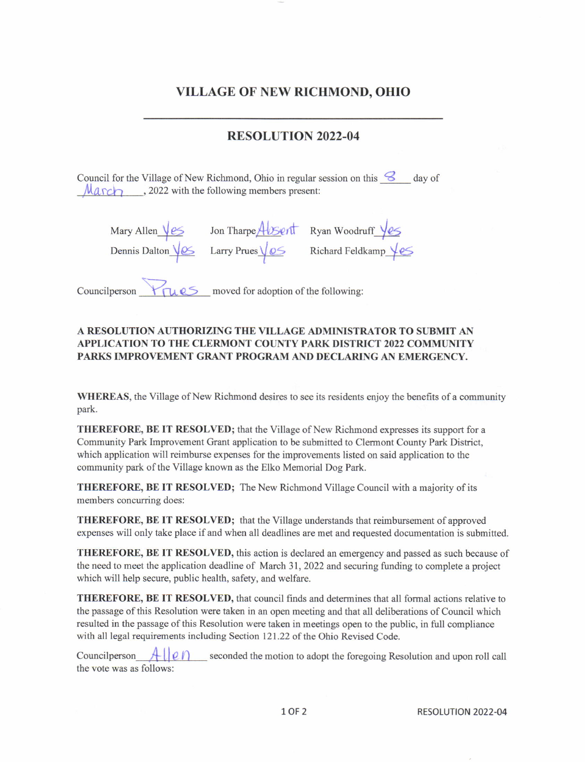# VILLAGE OF NEW RICHMOND, OHIO

## RESOLUTION 2022-04

Council for the Village of New Richmond, Ohio in regular session on this 8 day of March, 2022 with the following members present:

| | | |
|---|---|---|
| Mary Allen Yes | Jon Tharpe Absent | Ryan Woodruff Yes |
| Dennis Dalton Yes | Larry Prues Yes | Richard Feldkamp Yes |

Councilperson Prues moved for adoption of the following:

**A RESOLUTION AUTHORIZING THE VILLAGE ADMINISTRATOR TO SUBMIT AN APPLICATION TO THE CLERMONT COUNTY PARK DISTRICT 2022 COMMUNITY PARKS IMPROVEMENT GRANT PROGRAM AND DECLARING AN EMERGENCY.**

**WHEREAS**, the Village of New Richmond desires to see its residents enjoy the benefits of a community park.

**THEREFORE, BE IT RESOLVED;** that the Village of New Richmond expresses its support for a Community Park Improvement Grant application to be submitted to Clermont County Park District, which application will reimburse expenses for the improvements listed on said application to the community park of the Village known as the Elko Memorial Dog Park.

**THEREFORE, BE IT RESOLVED;** The New Richmond Village Council with a majority of its members concurring does:

**THEREFORE, BE IT RESOLVED;** that the Village understands that reimbursement of approved expenses will only take place if and when all deadlines are met and requested documentation is submitted.

**THEREFORE, BE IT RESOLVED,** this action is declared an emergency and passed as such because of the need to meet the application deadline of March 31, 2022 and securing funding to complete a project which will help secure, public health, safety, and welfare.

**THEREFORE, BE IT RESOLVED,** that council finds and determines that all formal actions relative to the passage of this Resolution were taken in an open meeting and that all deliberations of Council which resulted in the passage of this Resolution were taken in meetings open to the public, in full compliance with all legal requirements including Section 121.22 of the Ohio Revised Code.

Councilperson Allen seconded the motion to adopt the foregoing Resolution and upon roll call the vote was as follows: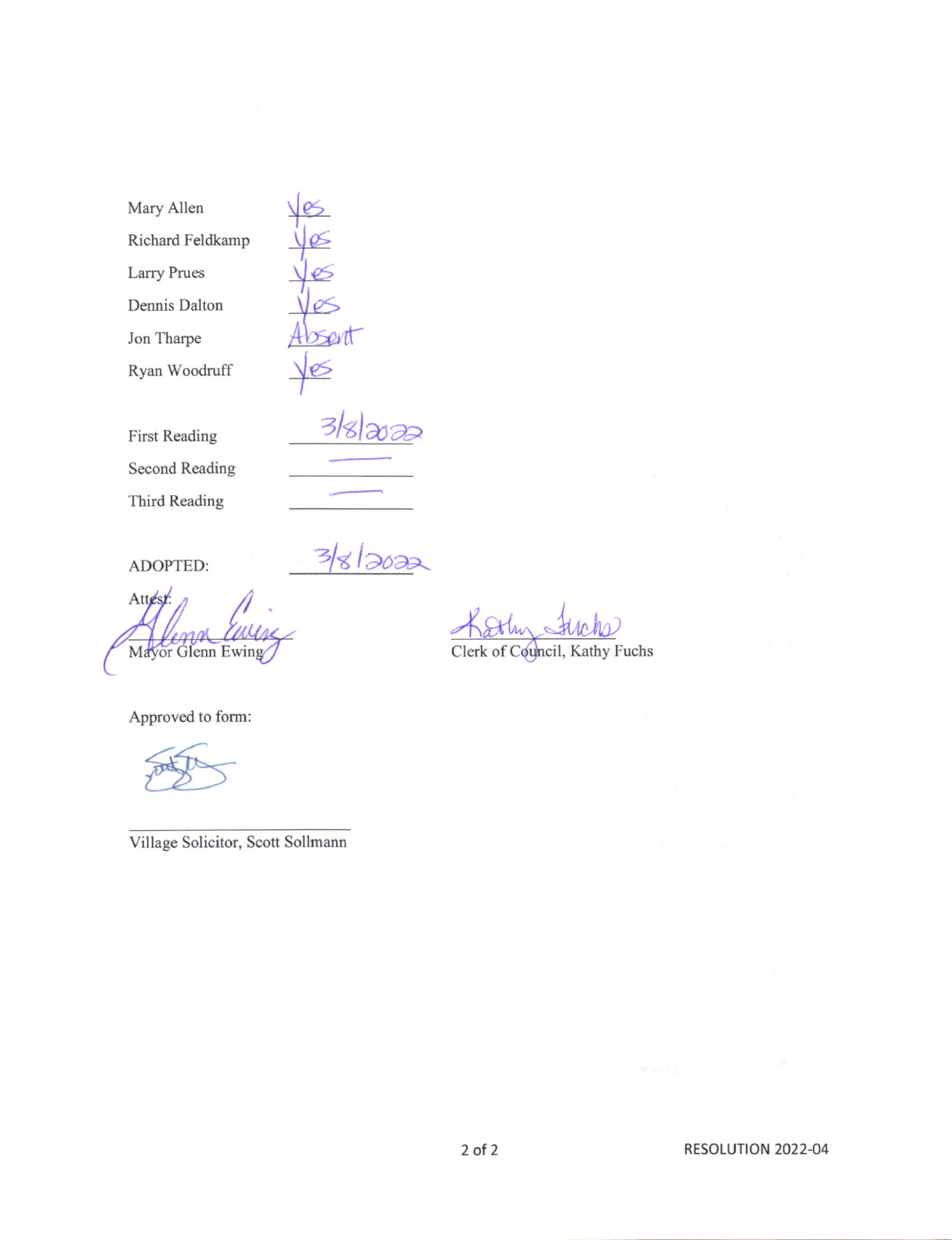| | |
|---|---|
| Mary Allen | Yes |
| Richard Feldkamp | Yes |
| Larry Prues | Yes |
| Dennis Dalton | Yes |
| Jon Tharpe | Absent |
| Ryan Woodruff | Yes |

| | |
|---|---|
| First Reading | 3/8/2022 |
| Second Reading | — |
| Third Reading | — |

ADOPTED: 3/8/2022

Attest:

Glenn Ewing
Mayor Glenn Ewing

Kathy Fuchs
Clerk of Council, Kathy Fuchs

Approved to form:

Village Solicitor, Scott Sollmann

RESOLUTION 2022-04